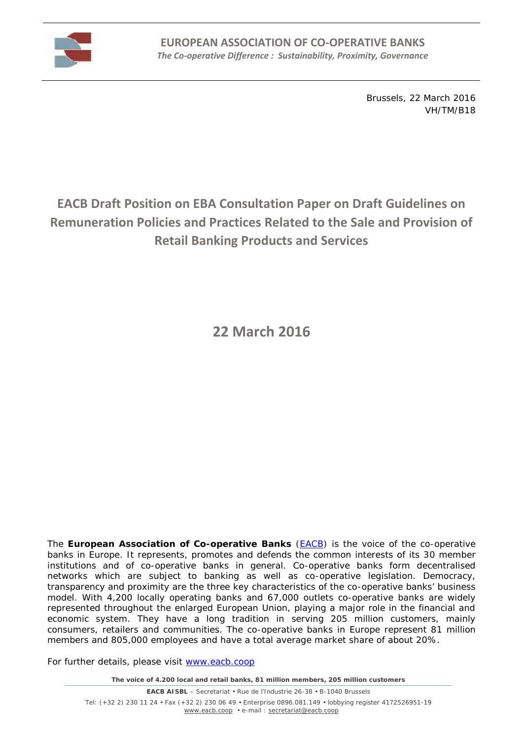**EUROPEAN ASSOCIATION OF CO-OPERATIVE BANKS**
*The Co-operative Difference : Sustainability, Proximity, Governance*

Brussels, 22 March 2016
VH/TM/B18

# EACB Draft Position on EBA Consultation Paper on Draft Guidelines on Remuneration Policies and Practices Related to the Sale and Provision of Retail Banking Products and Services

## 22 March 2016

The **European Association of Co-operative Banks** ([EACB](www.eacb.coop)) is the voice of the co-operative banks in Europe. It represents, promotes and defends the common interests of its 30 member institutions and of co-operative banks in general. Co-operative banks form decentralised networks which are subject to banking as well as co-operative legislation. Democracy, transparency and proximity are the three key characteristics of the co-operative banks' business model. With 4,200 locally operating banks and 67,000 outlets co-operative banks are widely represented throughout the enlarged European Union, playing a major role in the financial and economic system. They have a long tradition in serving 205 million customers, mainly consumers, retailers and communities. The co-operative banks in Europe represent 81 million members and 805,000 employees and have a total average market share of about 20%.

For further details, please visit [www.eacb.coop](www.eacb.coop)

**The voice of 4.200 local and retail banks, 81 million members, 205 million customers**

**EACB AISBL** – Secretariat • Rue de l'Industrie 26-38 • B-1040 Brussels
Tel: (+32 2) 230 11 24 • Fax (+32 2) 230 06 49 • Enterprise 0896.081.149 • lobbying register 4172526951-19
www.eacb.coop • e-mail : secretariat@eacb.coop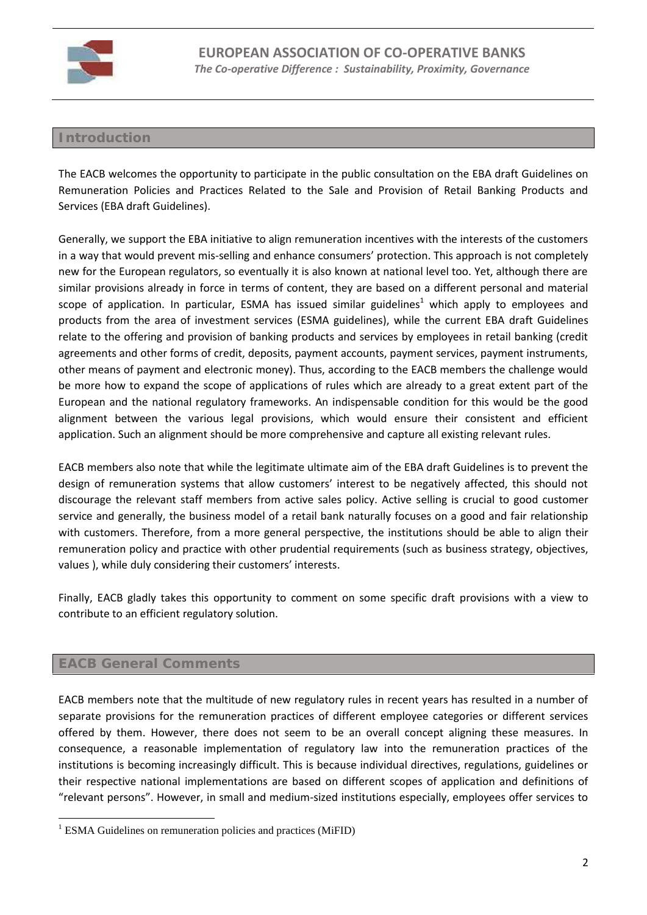## Introduction

The EACB welcomes the opportunity to participate in the public consultation on the EBA draft Guidelines on Remuneration Policies and Practices Related to the Sale and Provision of Retail Banking Products and Services (EBA draft Guidelines).

Generally, we support the EBA initiative to align remuneration incentives with the interests of the customers in a way that would prevent mis-selling and enhance consumers' protection. This approach is not completely new for the European regulators, so eventually it is also known at national level too. Yet, although there are similar provisions already in force in terms of content, they are based on a different personal and material scope of application. In particular, ESMA has issued similar guidelines[1] which apply to employees and products from the area of investment services (ESMA guidelines), while the current EBA draft Guidelines relate to the offering and provision of banking products and services by employees in retail banking (credit agreements and other forms of credit, deposits, payment accounts, payment services, payment instruments, other means of payment and electronic money). Thus, according to the EACB members the challenge would be more how to expand the scope of applications of rules which are already to a great extent part of the European and the national regulatory frameworks. An indispensable condition for this would be the good alignment between the various legal provisions, which would ensure their consistent and efficient application. Such an alignment should be more comprehensive and capture all existing relevant rules.

EACB members also note that while the legitimate ultimate aim of the EBA draft Guidelines is to prevent the design of remuneration systems that allow customers' interest to be negatively affected, this should not discourage the relevant staff members from active sales policy. Active selling is crucial to good customer service and generally, the business model of a retail bank naturally focuses on a good and fair relationship with customers. Therefore, from a more general perspective, the institutions should be able to align their remuneration policy and practice with other prudential requirements (such as business strategy, objectives, values ), while duly considering their customers' interests.

Finally, EACB gladly takes this opportunity to comment on some specific draft provisions with a view to contribute to an efficient regulatory solution.

## EACB General Comments

EACB members note that the multitude of new regulatory rules in recent years has resulted in a number of separate provisions for the remuneration practices of different employee categories or different services offered by them. However, there does not seem to be an overall concept aligning these measures. In consequence, a reasonable implementation of regulatory law into the remuneration practices of the institutions is becoming increasingly difficult. This is because individual directives, regulations, guidelines or their respective national implementations are based on different scopes of application and definitions of "relevant persons". However, in small and medium-sized institutions especially, employees offer services to

[1] ESMA Guidelines on remuneration policies and practices (MiFID)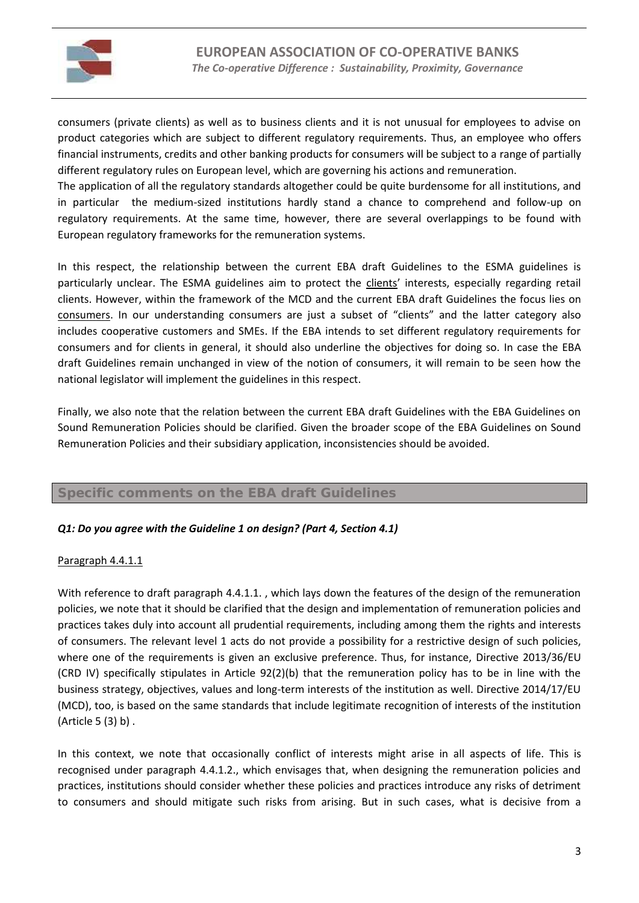consumers (private clients) as well as to business clients and it is not unusual for employees to advise on product categories which are subject to different regulatory requirements. Thus, an employee who offers financial instruments, credits and other banking products for consumers will be subject to a range of partially different regulatory rules on European level, which are governing his actions and remuneration.
The application of all the regulatory standards altogether could be quite burdensome for all institutions, and in particular the medium-sized institutions hardly stand a chance to comprehend and follow-up on regulatory requirements. At the same time, however, there are several overlappings to be found with European regulatory frameworks for the remuneration systems.

In this respect, the relationship between the current EBA draft Guidelines to the ESMA guidelines is particularly unclear. The ESMA guidelines aim to protect the clients' interests, especially regarding retail clients. However, within the framework of the MCD and the current EBA draft Guidelines the focus lies on consumers. In our understanding consumers are just a subset of "clients" and the latter category also includes cooperative customers and SMEs. If the EBA intends to set different regulatory requirements for consumers and for clients in general, it should also underline the objectives for doing so. In case the EBA draft Guidelines remain unchanged in view of the notion of consumers, it will remain to be seen how the national legislator will implement the guidelines in this respect.

Finally, we also note that the relation between the current EBA draft Guidelines with the EBA Guidelines on Sound Remuneration Policies should be clarified. Given the broader scope of the EBA Guidelines on Sound Remuneration Policies and their subsidiary application, inconsistencies should be avoided.

## Specific comments on the EBA draft Guidelines

### *Q1: Do you agree with the Guideline 1 on design? (Part 4, Section 4.1)*

Paragraph 4.4.1.1

With reference to draft paragraph 4.4.1.1. , which lays down the features of the design of the remuneration policies, we note that it should be clarified that the design and implementation of remuneration policies and practices takes duly into account all prudential requirements, including among them the rights and interests of consumers. The relevant level 1 acts do not provide a possibility for a restrictive design of such policies, where one of the requirements is given an exclusive preference. Thus, for instance, Directive 2013/36/EU (CRD IV) specifically stipulates in Article 92(2)(b) that the remuneration policy has to be in line with the business strategy, objectives, values and long-term interests of the institution as well. Directive 2014/17/EU (MCD), too, is based on the same standards that include legitimate recognition of interests of the institution (Article 5 (3) b) .

In this context, we note that occasionally conflict of interests might arise in all aspects of life. This is recognised under paragraph 4.4.1.2., which envisages that, when designing the remuneration policies and practices, institutions should consider whether these policies and practices introduce any risks of detriment to consumers and should mitigate such risks from arising. But in such cases, what is decisive from a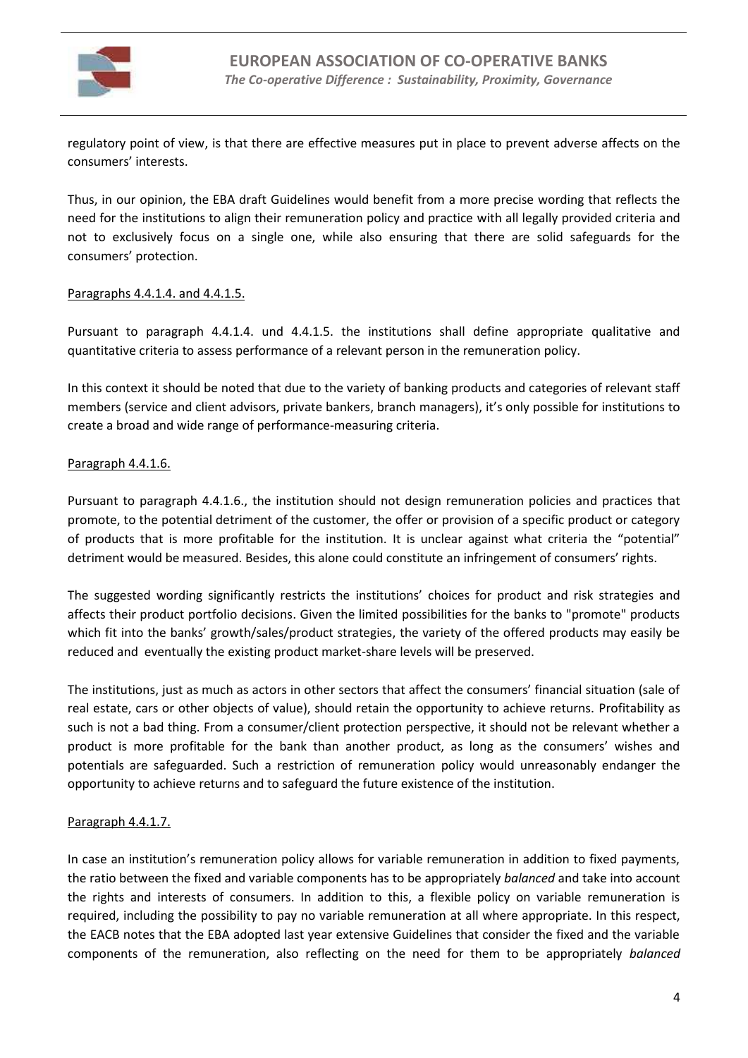regulatory point of view, is that there are effective measures put in place to prevent adverse affects on the consumers' interests.

Thus, in our opinion, the EBA draft Guidelines would benefit from a more precise wording that reflects the need for the institutions to align their remuneration policy and practice with all legally provided criteria and not to exclusively focus on a single one, while also ensuring that there are solid safeguards for the consumers' protection.

Paragraphs 4.4.1.4. and 4.4.1.5.

Pursuant to paragraph 4.4.1.4. und 4.4.1.5. the institutions shall define appropriate qualitative and quantitative criteria to assess performance of a relevant person in the remuneration policy.

In this context it should be noted that due to the variety of banking products and categories of relevant staff members (service and client advisors, private bankers, branch managers), it's only possible for institutions to create a broad and wide range of performance-measuring criteria.

Paragraph 4.4.1.6.

Pursuant to paragraph 4.4.1.6., the institution should not design remuneration policies and practices that promote, to the potential detriment of the customer, the offer or provision of a specific product or category of products that is more profitable for the institution. It is unclear against what criteria the "potential" detriment would be measured. Besides, this alone could constitute an infringement of consumers' rights.

The suggested wording significantly restricts the institutions' choices for product and risk strategies and affects their product portfolio decisions. Given the limited possibilities for the banks to "promote" products which fit into the banks' growth/sales/product strategies, the variety of the offered products may easily be reduced and eventually the existing product market-share levels will be preserved.

The institutions, just as much as actors in other sectors that affect the consumers' financial situation (sale of real estate, cars or other objects of value), should retain the opportunity to achieve returns. Profitability as such is not a bad thing. From a consumer/client protection perspective, it should not be relevant whether a product is more profitable for the bank than another product, as long as the consumers' wishes and potentials are safeguarded. Such a restriction of remuneration policy would unreasonably endanger the opportunity to achieve returns and to safeguard the future existence of the institution.

Paragraph 4.4.1.7.

In case an institution's remuneration policy allows for variable remuneration in addition to fixed payments, the ratio between the fixed and variable components has to be appropriately *balanced* and take into account the rights and interests of consumers. In addition to this, a flexible policy on variable remuneration is required, including the possibility to pay no variable remuneration at all where appropriate. In this respect, the EACB notes that the EBA adopted last year extensive Guidelines that consider the fixed and the variable components of the remuneration, also reflecting on the need for them to be appropriately *balanced*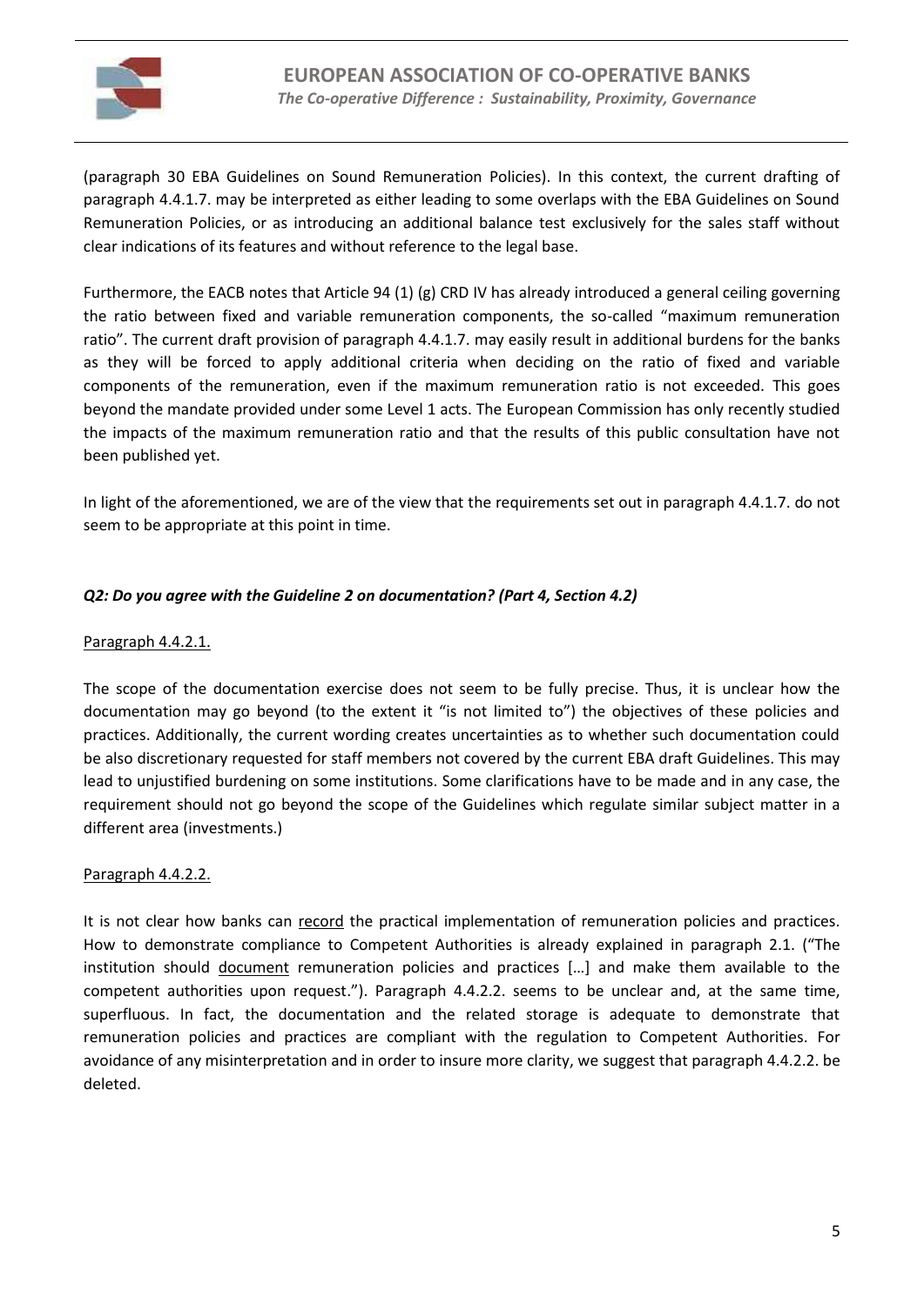(paragraph 30 EBA Guidelines on Sound Remuneration Policies). In this context, the current drafting of paragraph 4.4.1.7. may be interpreted as either leading to some overlaps with the EBA Guidelines on Sound Remuneration Policies, or as introducing an additional balance test exclusively for the sales staff without clear indications of its features and without reference to the legal base.

Furthermore, the EACB notes that Article 94 (1) (g) CRD IV has already introduced a general ceiling governing the ratio between fixed and variable remuneration components, the so-called "maximum remuneration ratio". The current draft provision of paragraph 4.4.1.7. may easily result in additional burdens for the banks as they will be forced to apply additional criteria when deciding on the ratio of fixed and variable components of the remuneration, even if the maximum remuneration ratio is not exceeded. This goes beyond the mandate provided under some Level 1 acts. The European Commission has only recently studied the impacts of the maximum remuneration ratio and that the results of this public consultation have not been published yet.

In light of the aforementioned, we are of the view that the requirements set out in paragraph 4.4.1.7. do not seem to be appropriate at this point in time.

***Q2: Do you agree with the Guideline 2 on documentation? (Part 4, Section 4.2)***

Paragraph 4.4.2.1.

The scope of the documentation exercise does not seem to be fully precise. Thus, it is unclear how the documentation may go beyond (to the extent it "is not limited to") the objectives of these policies and practices. Additionally, the current wording creates uncertainties as to whether such documentation could be also discretionary requested for staff members not covered by the current EBA draft Guidelines. This may lead to unjustified burdening on some institutions. Some clarifications have to be made and in any case, the requirement should not go beyond the scope of the Guidelines which regulate similar subject matter in a different area (investments.)

Paragraph 4.4.2.2.

It is not clear how banks can record the practical implementation of remuneration policies and practices. How to demonstrate compliance to Competent Authorities is already explained in paragraph 2.1. ("The institution should document remuneration policies and practices […] and make them available to the competent authorities upon request."). Paragraph 4.4.2.2. seems to be unclear and, at the same time, superfluous. In fact, the documentation and the related storage is adequate to demonstrate that remuneration policies and practices are compliant with the regulation to Competent Authorities. For avoidance of any misinterpretation and in order to insure more clarity, we suggest that paragraph 4.4.2.2. be deleted.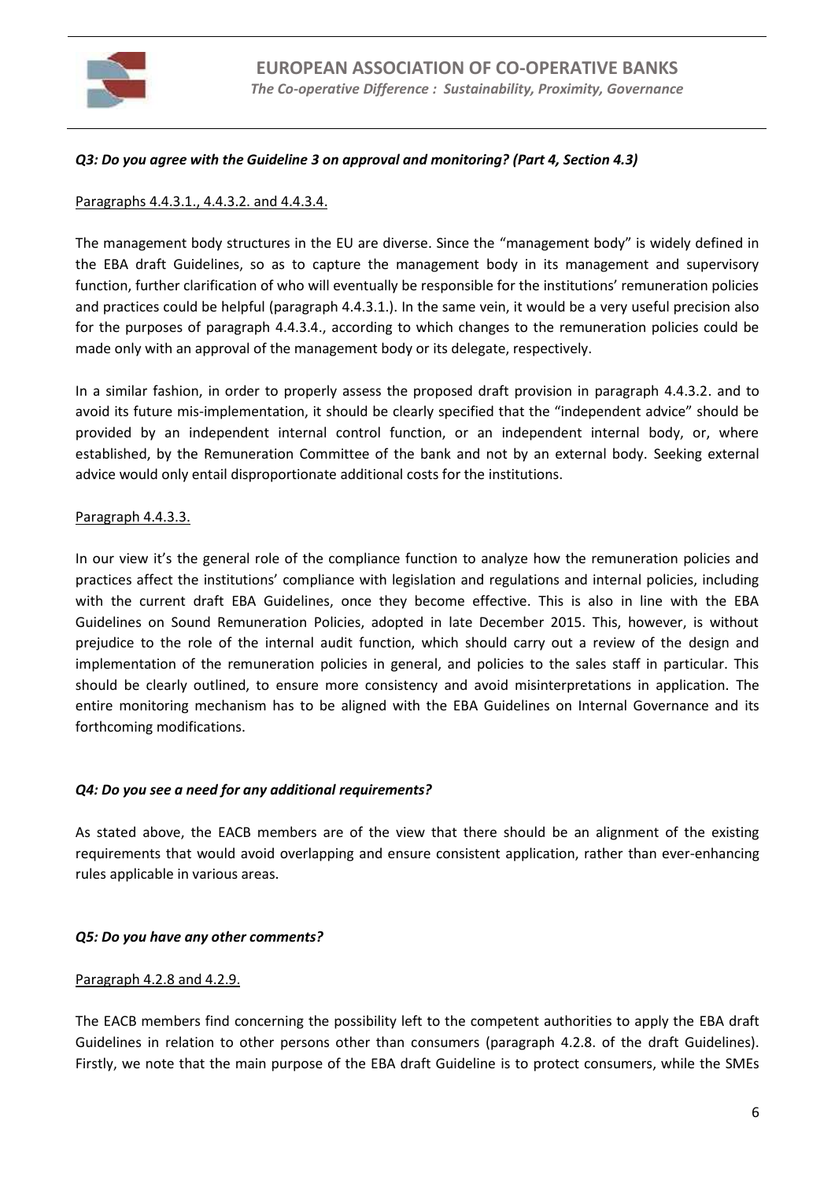***Q3: Do you agree with the Guideline 3 on approval and monitoring? (Part 4, Section 4.3)***

Paragraphs 4.4.3.1., 4.4.3.2. and 4.4.3.4.

The management body structures in the EU are diverse. Since the "management body" is widely defined in the EBA draft Guidelines, so as to capture the management body in its management and supervisory function, further clarification of who will eventually be responsible for the institutions' remuneration policies and practices could be helpful (paragraph 4.4.3.1.). In the same vein, it would be a very useful precision also for the purposes of paragraph 4.4.3.4., according to which changes to the remuneration policies could be made only with an approval of the management body or its delegate, respectively.

In a similar fashion, in order to properly assess the proposed draft provision in paragraph 4.4.3.2. and to avoid its future mis-implementation, it should be clearly specified that the "independent advice" should be provided by an independent internal control function, or an independent internal body, or, where established, by the Remuneration Committee of the bank and not by an external body. Seeking external advice would only entail disproportionate additional costs for the institutions.

Paragraph 4.4.3.3.

In our view it's the general role of the compliance function to analyze how the remuneration policies and practices affect the institutions' compliance with legislation and regulations and internal policies, including with the current draft EBA Guidelines, once they become effective. This is also in line with the EBA Guidelines on Sound Remuneration Policies, adopted in late December 2015. This, however, is without prejudice to the role of the internal audit function, which should carry out a review of the design and implementation of the remuneration policies in general, and policies to the sales staff in particular. This should be clearly outlined, to ensure more consistency and avoid misinterpretations in application. The entire monitoring mechanism has to be aligned with the EBA Guidelines on Internal Governance and its forthcoming modifications.

***Q4: Do you see a need for any additional requirements?***

As stated above, the EACB members are of the view that there should be an alignment of the existing requirements that would avoid overlapping and ensure consistent application, rather than ever-enhancing rules applicable in various areas.

***Q5: Do you have any other comments?***

Paragraph 4.2.8 and 4.2.9.

The EACB members find concerning the possibility left to the competent authorities to apply the EBA draft Guidelines in relation to other persons other than consumers (paragraph 4.2.8. of the draft Guidelines). Firstly, we note that the main purpose of the EBA draft Guideline is to protect consumers, while the SMEs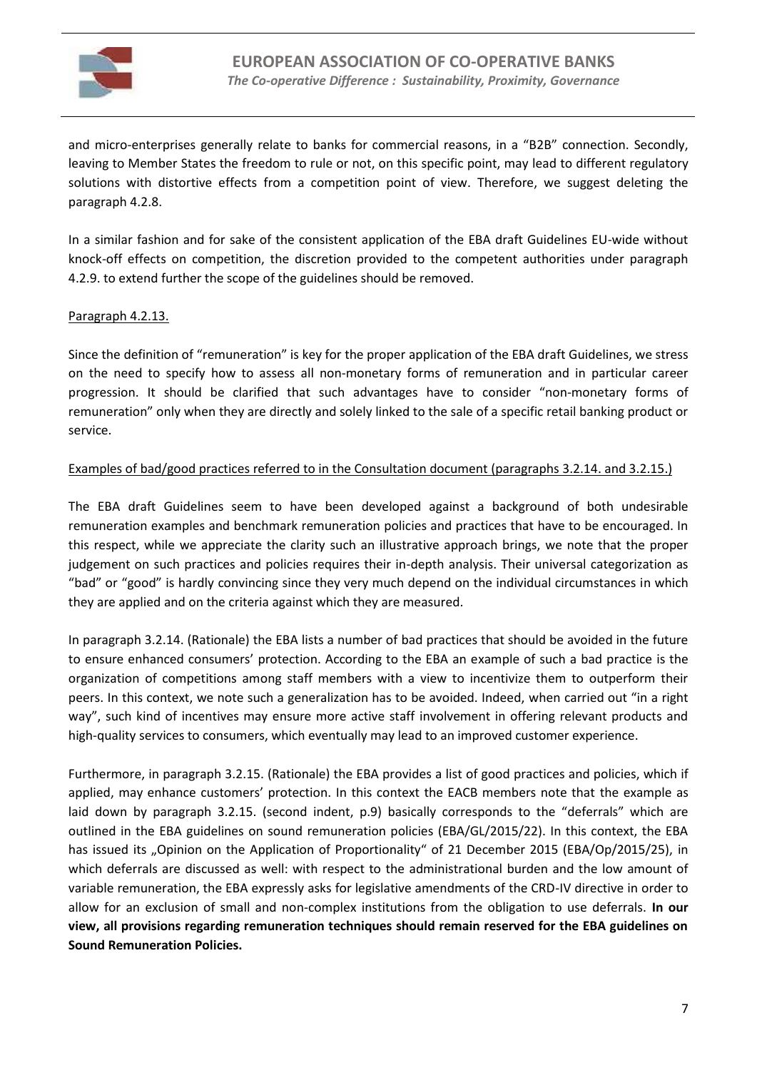and micro-enterprises generally relate to banks for commercial reasons, in a "B2B" connection. Secondly, leaving to Member States the freedom to rule or not, on this specific point, may lead to different regulatory solutions with distortive effects from a competition point of view. Therefore, we suggest deleting the paragraph 4.2.8.

In a similar fashion and for sake of the consistent application of the EBA draft Guidelines EU-wide without knock-off effects on competition, the discretion provided to the competent authorities under paragraph 4.2.9. to extend further the scope of the guidelines should be removed.

<u>Paragraph 4.2.13.</u>

Since the definition of "remuneration" is key for the proper application of the EBA draft Guidelines, we stress on the need to specify how to assess all non-monetary forms of remuneration and in particular career progression. It should be clarified that such advantages have to consider "non-monetary forms of remuneration" only when they are directly and solely linked to the sale of a specific retail banking product or service.

<u>Examples of bad/good practices referred to in the Consultation document (paragraphs 3.2.14. and 3.2.15.)</u>

The EBA draft Guidelines seem to have been developed against a background of both undesirable remuneration examples and benchmark remuneration policies and practices that have to be encouraged. In this respect, while we appreciate the clarity such an illustrative approach brings, we note that the proper judgement on such practices and policies requires their in-depth analysis. Their universal categorization as "bad" or "good" is hardly convincing since they very much depend on the individual circumstances in which they are applied and on the criteria against which they are measured.

In paragraph 3.2.14. (Rationale) the EBA lists a number of bad practices that should be avoided in the future to ensure enhanced consumers' protection. According to the EBA an example of such a bad practice is the organization of competitions among staff members with a view to incentivize them to outperform their peers. In this context, we note such a generalization has to be avoided. Indeed, when carried out "in a right way", such kind of incentives may ensure more active staff involvement in offering relevant products and high-quality services to consumers, which eventually may lead to an improved customer experience.

Furthermore, in paragraph 3.2.15. (Rationale) the EBA provides a list of good practices and policies, which if applied, may enhance customers' protection. In this context the EACB members note that the example as laid down by paragraph 3.2.15. (second indent, p.9) basically corresponds to the "deferrals" which are outlined in the EBA guidelines on sound remuneration policies (EBA/GL/2015/22). In this context, the EBA has issued its „Opinion on the Application of Proportionality" of 21 December 2015 (EBA/Op/2015/25), in which deferrals are discussed as well: with respect to the administrational burden and the low amount of variable remuneration, the EBA expressly asks for legislative amendments of the CRD-IV directive in order to allow for an exclusion of small and non-complex institutions from the obligation to use deferrals. **In our view, all provisions regarding remuneration techniques should remain reserved for the EBA guidelines on Sound Remuneration Policies.**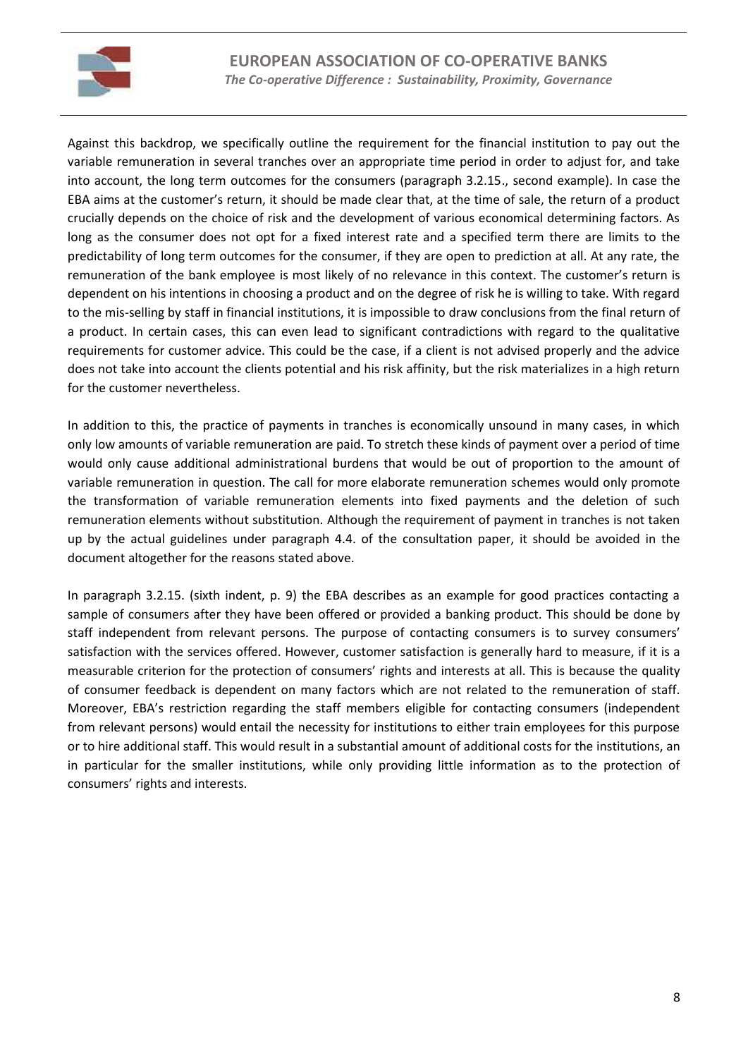Against this backdrop, we specifically outline the requirement for the financial institution to pay out the variable remuneration in several tranches over an appropriate time period in order to adjust for, and take into account, the long term outcomes for the consumers (paragraph 3.2.15., second example). In case the EBA aims at the customer's return, it should be made clear that, at the time of sale, the return of a product crucially depends on the choice of risk and the development of various economical determining factors. As long as the consumer does not opt for a fixed interest rate and a specified term there are limits to the predictability of long term outcomes for the consumer, if they are open to prediction at all. At any rate, the remuneration of the bank employee is most likely of no relevance in this context. The customer's return is dependent on his intentions in choosing a product and on the degree of risk he is willing to take. With regard to the mis-selling by staff in financial institutions, it is impossible to draw conclusions from the final return of a product. In certain cases, this can even lead to significant contradictions with regard to the qualitative requirements for customer advice. This could be the case, if a client is not advised properly and the advice does not take into account the clients potential and his risk affinity, but the risk materializes in a high return for the customer nevertheless.

In addition to this, the practice of payments in tranches is economically unsound in many cases, in which only low amounts of variable remuneration are paid. To stretch these kinds of payment over a period of time would only cause additional administrational burdens that would be out of proportion to the amount of variable remuneration in question. The call for more elaborate remuneration schemes would only promote the transformation of variable remuneration elements into fixed payments and the deletion of such remuneration elements without substitution. Although the requirement of payment in tranches is not taken up by the actual guidelines under paragraph 4.4. of the consultation paper, it should be avoided in the document altogether for the reasons stated above.

In paragraph 3.2.15. (sixth indent, p. 9) the EBA describes as an example for good practices contacting a sample of consumers after they have been offered or provided a banking product. This should be done by staff independent from relevant persons. The purpose of contacting consumers is to survey consumers' satisfaction with the services offered. However, customer satisfaction is generally hard to measure, if it is a measurable criterion for the protection of consumers' rights and interests at all. This is because the quality of consumer feedback is dependent on many factors which are not related to the remuneration of staff. Moreover, EBA's restriction regarding the staff members eligible for contacting consumers (independent from relevant persons) would entail the necessity for institutions to either train employees for this purpose or to hire additional staff. This would result in a substantial amount of additional costs for the institutions, an in particular for the smaller institutions, while only providing little information as to the protection of consumers' rights and interests.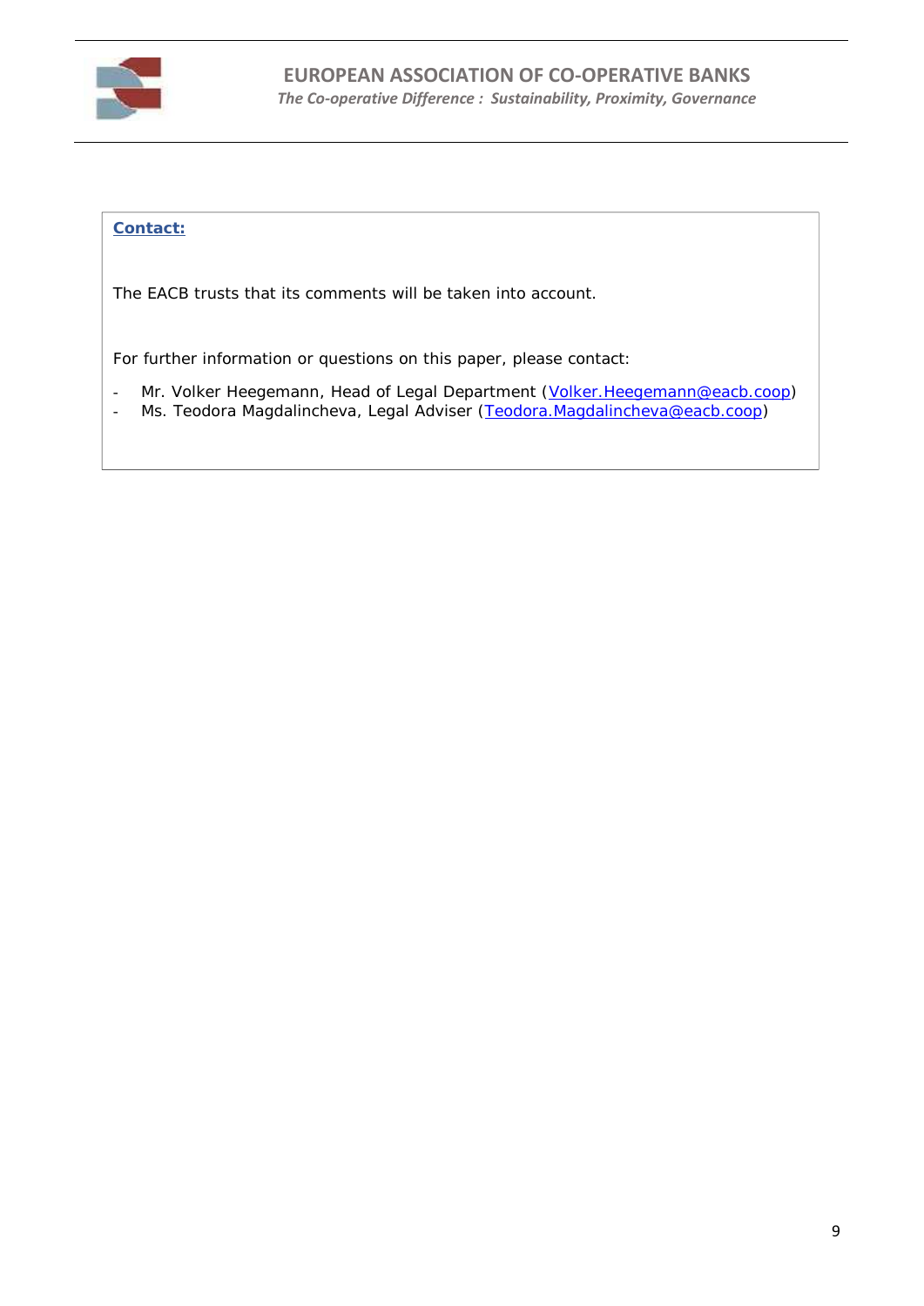**Contact:**

The EACB trusts that its comments will be taken into account.

For further information or questions on this paper, please contact:

- Mr. Volker Heegemann, Head of Legal Department (Volker.Heegemann@eacb.coop)
- Ms. Teodora Magdalincheva, Legal Adviser (Teodora.Magdalincheva@eacb.coop)